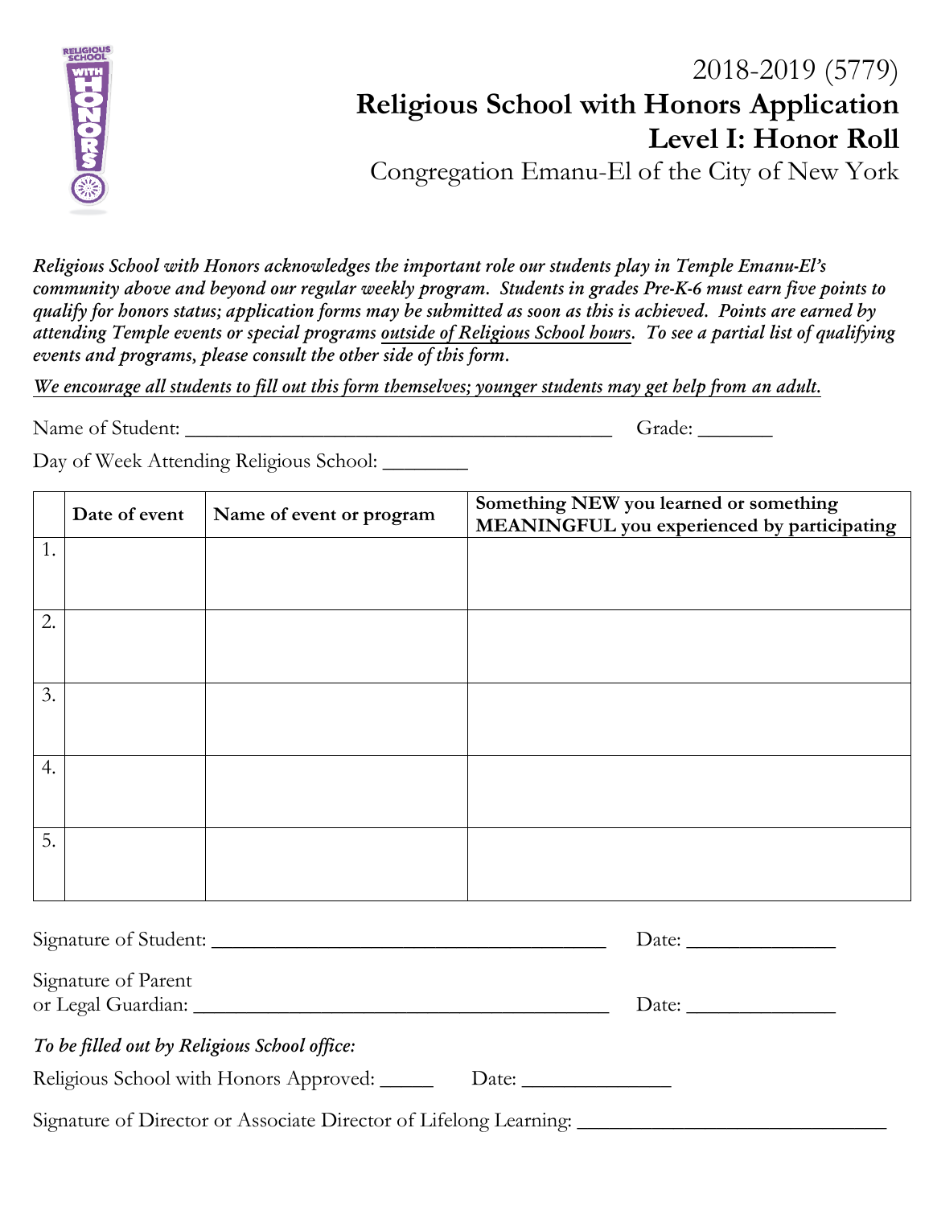2018-2019 (5779)

# Religious School with Honors Application
## Level I: Honor Roll

Congregation Emanu-El of the City of New York

*Religious School with Honors acknowledges the important role our students play in Temple Emanu-El's community above and beyond our regular weekly program. Students in grades Pre-K-6 must earn five points to qualify for honors status; application forms may be submitted as soon as this is achieved. Points are earned by attending Temple events or special programs <u>outside of Religious School hours</u>. To see a partial list of qualifying events and programs, please consult the other side of this form.*

*<u>We encourage all students to fill out this form themselves; younger students may get help from an adult.</u>*

Name of Student: ________________________________________ Grade: _______

Day of Week Attending Religious School: ________

| | Date of event | Name of event or program | Something NEW you learned or something MEANINGFUL you experienced by participating |
|---|---|---|---|
| 1. | | | |
| 2. | | | |
| 3. | | | |
| 4. | | | |
| 5. | | | |

Signature of Student: ____________________________________ Date: ______________

Signature of Parent or Legal Guardian: ____________________________________ Date: ______________

*To be filled out by Religious School office:*

Religious School with Honors Approved: _____ Date: ______________

Signature of Director or Associate Director of Lifelong Learning: ____________________________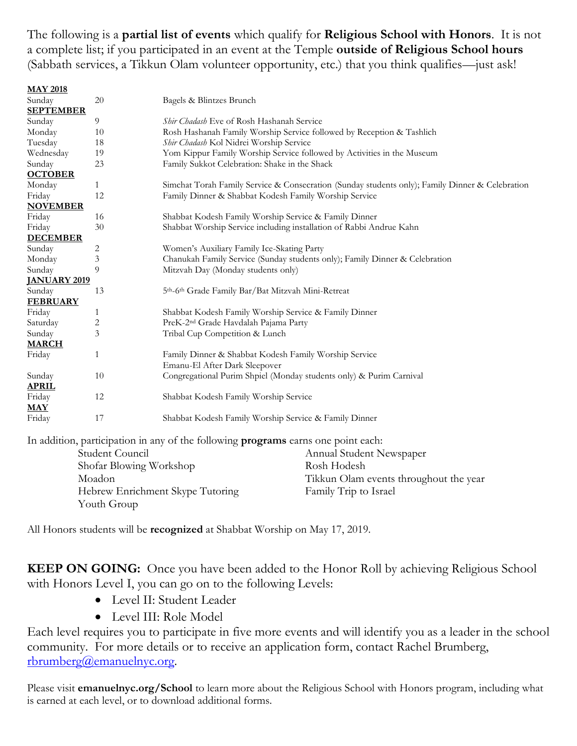The following is a **partial list of events** which qualify for **Religious School with Honors**. It is not a complete list; if you participated in an event at the Temple **outside of Religious School hours** (Sabbath services, a Tikkun Olam volunteer opportunity, etc.) that you think qualifies—just ask!

| | | |
|---|---|---|
| **MAY 2018** | | |
| Sunday | 20 | Bagels & Blintzes Brunch |
| **SEPTEMBER** | | |
| Sunday | 9 | *Shir Chadash* Eve of Rosh Hashanah Service |
| Monday | 10 | Rosh Hashanah Family Worship Service followed by Reception & Tashlich |
| Tuesday | 18 | *Shir Chadash* Kol Nidrei Worship Service |
| Wednesday | 19 | Yom Kippur Family Worship Service followed by Activities in the Museum |
| Sunday | 23 | Family Sukkot Celebration: Shake in the Shack |
| **OCTOBER** | | |
| Monday | 1 | Simchat Torah Family Service & Consecration (Sunday students only); Family Dinner & Celebration |
| Friday | 12 | Family Dinner & Shabbat Kodesh Family Worship Service |
| **NOVEMBER** | | |
| Friday | 16 | Shabbat Kodesh Family Worship Service & Family Dinner |
| Friday | 30 | Shabbat Worship Service including installation of Rabbi Andrue Kahn |
| **DECEMBER** | | |
| Sunday | 2 | Women's Auxiliary Family Ice-Skating Party |
| Monday | 3 | Chanukah Family Service (Sunday students only); Family Dinner & Celebration |
| Sunday | 9 | Mitzvah Day (Monday students only) |
| **JANUARY 2019** | | |
| Sunday | 13 | 5th-6th Grade Family Bar/Bat Mitzvah Mini-Retreat |
| **FEBRUARY** | | |
| Friday | 1 | Shabbat Kodesh Family Worship Service & Family Dinner |
| Saturday | 2 | PreK-2nd Grade Havdalah Pajama Party |
| Sunday | 3 | Tribal Cup Competition & Lunch |
| **MARCH** | | |
| Friday | 1 | Family Dinner & Shabbat Kodesh Family Worship Service<br>Emanu-El After Dark Sleepover |
| Sunday | 10 | Congregational Purim Shpiel (Monday students only) & Purim Carnival |
| **APRIL** | | |
| Friday | 12 | Shabbat Kodesh Family Worship Service |
| **MAY** | | |
| Friday | 17 | Shabbat Kodesh Family Worship Service & Family Dinner |

In addition, participation in any of the following **programs** earns one point each:

- Student Council
- Shofar Blowing Workshop
- Moadon
- Hebrew Enrichment Skype Tutoring
- Youth Group
- Annual Student Newspaper
- Rosh Hodesh
- Tikkun Olam events throughout the year
- Family Trip to Israel

All Honors students will be **recognized** at Shabbat Worship on May 17, 2019.

**KEEP ON GOING:** Once you have been added to the Honor Roll by achieving Religious School with Honors Level I, you can go on to the following Levels:

- Level II: Student Leader
- Level III: Role Model

Each level requires you to participate in five more events and will identify you as a leader in the school community. For more details or to receive an application form, contact Rachel Brumberg, rbrumberg@emanuelnyc.org.

Please visit **emanuelnyc.org/School** to learn more about the Religious School with Honors program, including what is earned at each level, or to download additional forms.